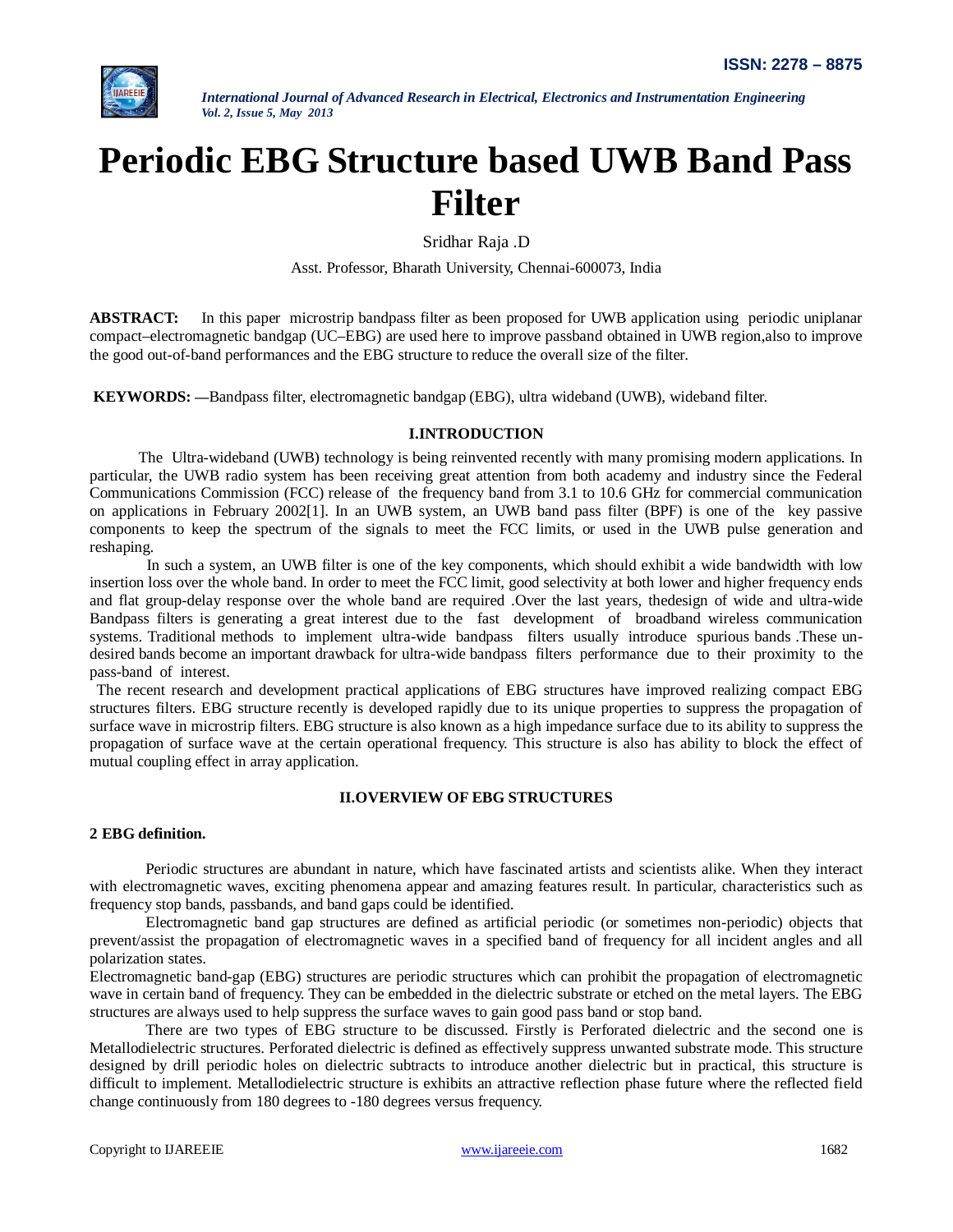# Periodic EBG Structure based UWB Band Pass Filter

Sridhar Raja .D

Asst. Professor, Bharath University, Chennai-600073, India

**ABSTRACT:** In this paper microstrip bandpass filter as been proposed for UWB application using periodic uniplanar compact–electromagnetic bandgap (UC–EBG) are used here to improve passband obtained in UWB region,also to improve the good out-of-band performances and the EBG structure to reduce the overall size of the filter.

**KEYWORDS: —**Bandpass filter, electromagnetic bandgap (EBG), ultra wideband (UWB), wideband filter.

## I.INTRODUCTION

The Ultra-wideband (UWB) technology is being reinvented recently with many promising modern applications. In particular, the UWB radio system has been receiving great attention from both academy and industry since the Federal Communications Commission (FCC) release of the frequency band from 3.1 to 10.6 GHz for commercial communication on applications in February 2002[1]. In an UWB system, an UWB band pass filter (BPF) is one of the key passive components to keep the spectrum of the signals to meet the FCC limits, or used in the UWB pulse generation and reshaping.

In such a system, an UWB filter is one of the key components, which should exhibit a wide bandwidth with low insertion loss over the whole band. In order to meet the FCC limit, good selectivity at both lower and higher frequency ends and flat group-delay response over the whole band are required .Over the last years, thedesign of wide and ultra-wide Bandpass filters is generating a great interest due to the fast development of broadband wireless communication systems. Traditional methods to implement ultra-wide bandpass filters usually introduce spurious bands .These un-desired bands become an important drawback for ultra-wide bandpass filters performance due to their proximity to the pass-band of interest.

The recent research and development practical applications of EBG structures have improved realizing compact EBG structures filters. EBG structure recently is developed rapidly due to its unique properties to suppress the propagation of surface wave in microstrip filters. EBG structure is also known as a high impedance surface due to its ability to suppress the propagation of surface wave at the certain operational frequency. This structure is also has ability to block the effect of mutual coupling effect in array application.

## II.OVERVIEW OF EBG STRUCTURES

### 2 EBG definition.

Periodic structures are abundant in nature, which have fascinated artists and scientists alike. When they interact with electromagnetic waves, exciting phenomena appear and amazing features result. In particular, characteristics such as frequency stop bands, passbands, and band gaps could be identified.

Electromagnetic band gap structures are defined as artificial periodic (or sometimes non-periodic) objects that prevent/assist the propagation of electromagnetic waves in a specified band of frequency for all incident angles and all polarization states.

Electromagnetic band-gap (EBG) structures are periodic structures which can prohibit the propagation of electromagnetic wave in certain band of frequency. They can be embedded in the dielectric substrate or etched on the metal layers. The EBG structures are always used to help suppress the surface waves to gain good pass band or stop band.

There are two types of EBG structure to be discussed. Firstly is Perforated dielectric and the second one is Metallodielectric structures. Perforated dielectric is defined as effectively suppress unwanted substrate mode. This structure designed by drill periodic holes on dielectric subtracts to introduce another dielectric but in practical, this structure is difficult to implement. Metallodielectric structure is exhibits an attractive reflection phase future where the reflected field change continuously from 180 degrees to -180 degrees versus frequency.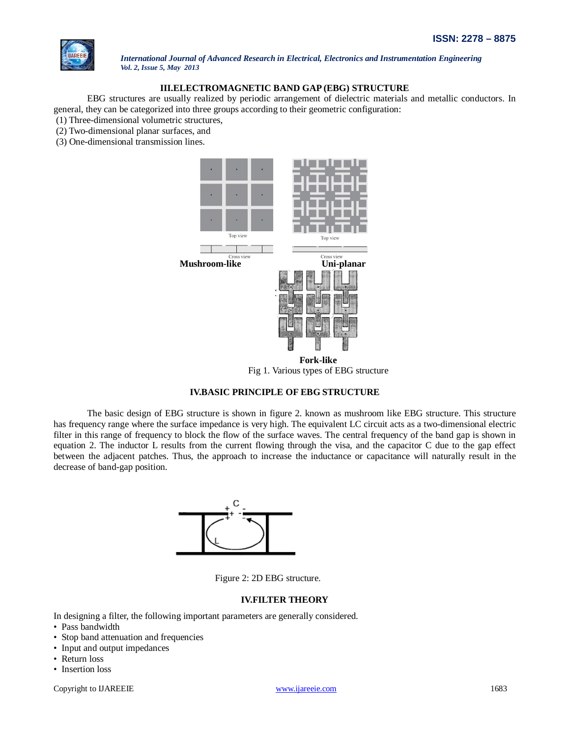## III.ELECTROMAGNETIC BAND GAP (EBG) STRUCTURE

EBG structures are usually realized by periodic arrangement of dielectric materials and metallic conductors. In general, they can be categorized into three groups according to their geometric configuration:

(1) Three-dimensional volumetric structures,
(2) Two-dimensional planar surfaces, and
(3) One-dimensional transmission lines.

Fig 1. Various types of EBG structure

## IV.BASIC PRINCIPLE OF EBG STRUCTURE

The basic design of EBG structure is shown in figure 2. known as mushroom like EBG structure. This structure has frequency range where the surface impedance is very high. The equivalent LC circuit acts as a two-dimensional electric filter in this range of frequency to block the flow of the surface waves. The central frequency of the band gap is shown in equation 2. The inductor L results from the current flowing through the visa, and the capacitor C due to the gap effect between the adjacent patches. Thus, the approach to increase the inductance or capacitance will naturally result in the decrease of band-gap position.

Figure 2: 2D EBG structure.

## IV.FILTER THEORY

In designing a filter, the following important parameters are generally considered.

- Pass bandwidth
- Stop band attenuation and frequencies
- Input and output impedances
- Return loss
- Insertion loss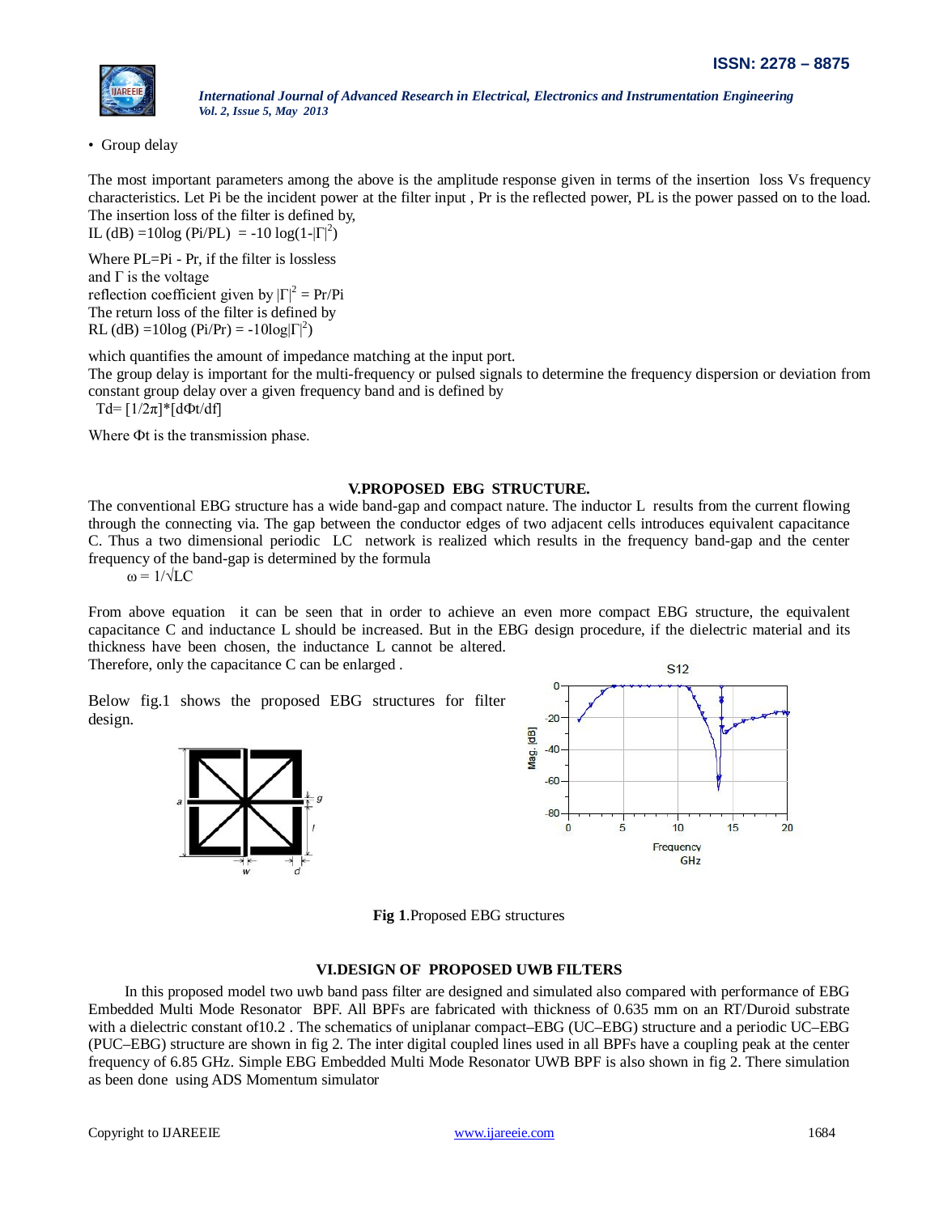- Group delay

The most important parameters among the above is the amplitude response given in terms of the insertion loss Vs frequency characteristics. Let Pi be the incident power at the filter input , Pr is the reflected power, PL is the power passed on to the load. The insertion loss of the filter is defined by,

IL (dB) =10log (Pi/PL) = $-10 \log(1-|\Gamma|^2)$

Where PL=Pi - Pr, if the filter is lossless
and Γ is the voltage
reflection coefficient given by $|\Gamma|^2$ = Pr/Pi
The return loss of the filter is defined by
RL (dB) =10log (Pi/Pr) = $-10\log|\Gamma|^2)$

which quantifies the amount of impedance matching at the input port.
The group delay is important for the multi-frequency or pulsed signals to determine the frequency dispersion or deviation from constant group delay over a given frequency band and is defined by

$T_d = [1/2\pi]*[d\Phi_t/df]$

Where $\Phi_t$ is the transmission phase.

## V.PROPOSED EBG STRUCTURE.

The conventional EBG structure has a wide band-gap and compact nature. The inductor L results from the current flowing through the connecting via. The gap between the conductor edges of two adjacent cells introduces equivalent capacitance C. Thus a two dimensional periodic LC network is realized which results in the frequency band-gap and the center frequency of the band-gap is determined by the formula

$\omega = 1/\sqrt{LC}$

From above equation it can be seen that in order to achieve an even more compact EBG structure, the equivalent capacitance C and inductance L should be increased. But in the EBG design procedure, if the dielectric material and its thickness have been chosen, the inductance L cannot be altered.
Therefore, only the capacitance C can be enlarged .

Below fig.1 shows the proposed EBG structures for filter design.

**Fig 1**.Proposed EBG structures

## VI.DESIGN OF PROPOSED UWB FILTERS

In this proposed model two uwb band pass filter are designed and simulated also compared with performance of EBG Embedded Multi Mode Resonator BPF. All BPFs are fabricated with thickness of 0.635 mm on an RT/Duroid substrate with a dielectric constant of10.2 . The schematics of uniplanar compact–EBG (UC–EBG) structure and a periodic UC–EBG (PUC–EBG) structure are shown in fig 2. The inter digital coupled lines used in all BPFs have a coupling peak at the center frequency of 6.85 GHz. Simple EBG Embedded Multi Mode Resonator UWB BPF is also shown in fig 2. There simulation as been done using ADS Momentum simulator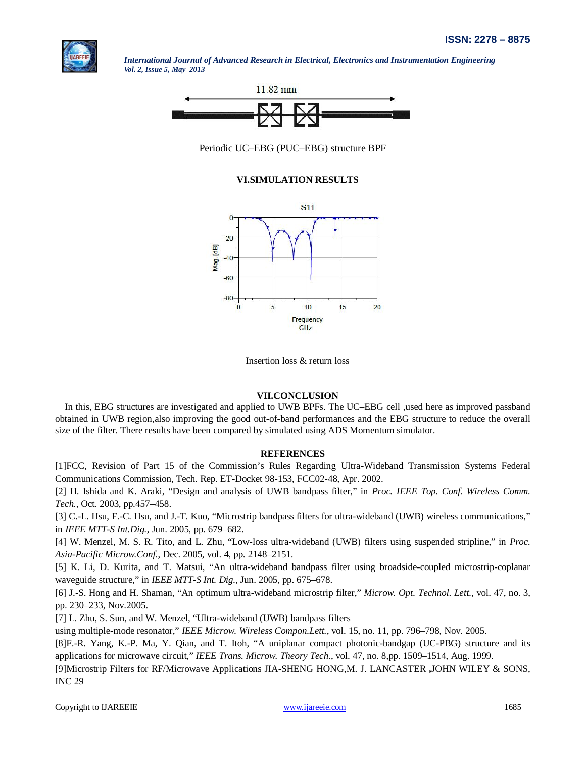Periodic UC–EBG (PUC–EBG) structure BPF

## VI.SIMULATION RESULTS

Insertion loss & return loss

## VII.CONCLUSION

In this, EBG structures are investigated and applied to UWB BPFs. The UC–EBG cell ,used here as improved passband obtained in UWB region,also improving the good out-of-band performances and the EBG structure to reduce the overall size of the filter. There results have been compared by simulated using ADS Momentum simulator.

## REFERENCES

[1]FCC, Revision of Part 15 of the Commission's Rules Regarding Ultra-Wideband Transmission Systems Federal Communications Commission, Tech. Rep. ET-Docket 98-153, FCC02-48, Apr. 2002.

[2] H. Ishida and K. Araki, "Design and analysis of UWB bandpass filter," in *Proc. IEEE Top. Conf. Wireless Comm. Tech.*, Oct. 2003, pp.457–458.

[3] C.-L. Hsu, F.-C. Hsu, and J.-T. Kuo, "Microstrip bandpass filters for ultra-wideband (UWB) wireless communications," in *IEEE MTT-S Int.Dig.*, Jun. 2005, pp. 679–682.

[4] W. Menzel, M. S. R. Tito, and L. Zhu, "Low-loss ultra-wideband (UWB) filters using suspended stripline," in *Proc. Asia-Pacific Microw.Conf.*, Dec. 2005, vol. 4, pp. 2148–2151.

[5] K. Li, D. Kurita, and T. Matsui, "An ultra-wideband bandpass filter using broadside-coupled microstrip-coplanar waveguide structure," in *IEEE MTT-S Int. Dig.*, Jun. 2005, pp. 675–678.

[6] J.-S. Hong and H. Shaman, "An optimum ultra-wideband microstrip filter," *Microw. Opt. Technol. Lett.*, vol. 47, no. 3, pp. 230–233, Nov.2005.

[7] L. Zhu, S. Sun, and W. Menzel, "Ultra-wideband (UWB) bandpass filters using multiple-mode resonator," *IEEE Microw. Wireless Compon.Lett.*, vol. 15, no. 11, pp. 796–798, Nov. 2005.

[8]F.-R. Yang, K.-P. Ma, Y. Qian, and T. Itoh, "A uniplanar compact photonic-bandgap (UC-PBG) structure and its applications for microwave circuit," *IEEE Trans. Microw. Theory Tech.*, vol. 47, no. 8,pp. 1509–1514, Aug. 1999.

[9]Microstrip Filters for RF/Microwave Applications JIA-SHENG HONG,M. J. LANCASTER **,**JOHN WILEY & SONS, INC 29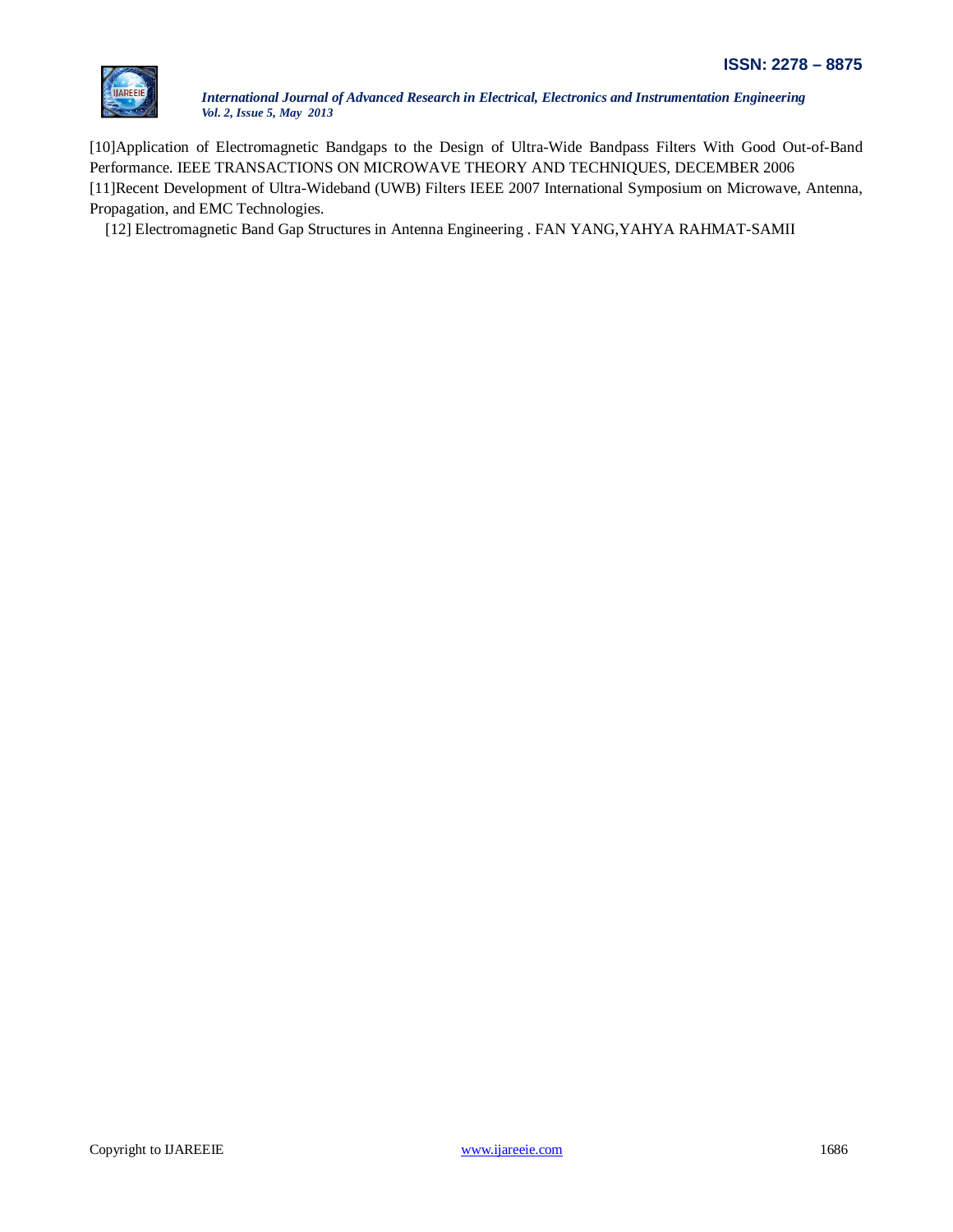[10]Application of Electromagnetic Bandgaps to the Design of Ultra-Wide Bandpass Filters With Good Out-of-Band Performance. IEEE TRANSACTIONS ON MICROWAVE THEORY AND TECHNIQUES, DECEMBER 2006

[11]Recent Development of Ultra-Wideband (UWB) Filters IEEE 2007 International Symposium on Microwave, Antenna, Propagation, and EMC Technologies.

[12] Electromagnetic Band Gap Structures in Antenna Engineering . FAN YANG,YAHYA RAHMAT-SAMII